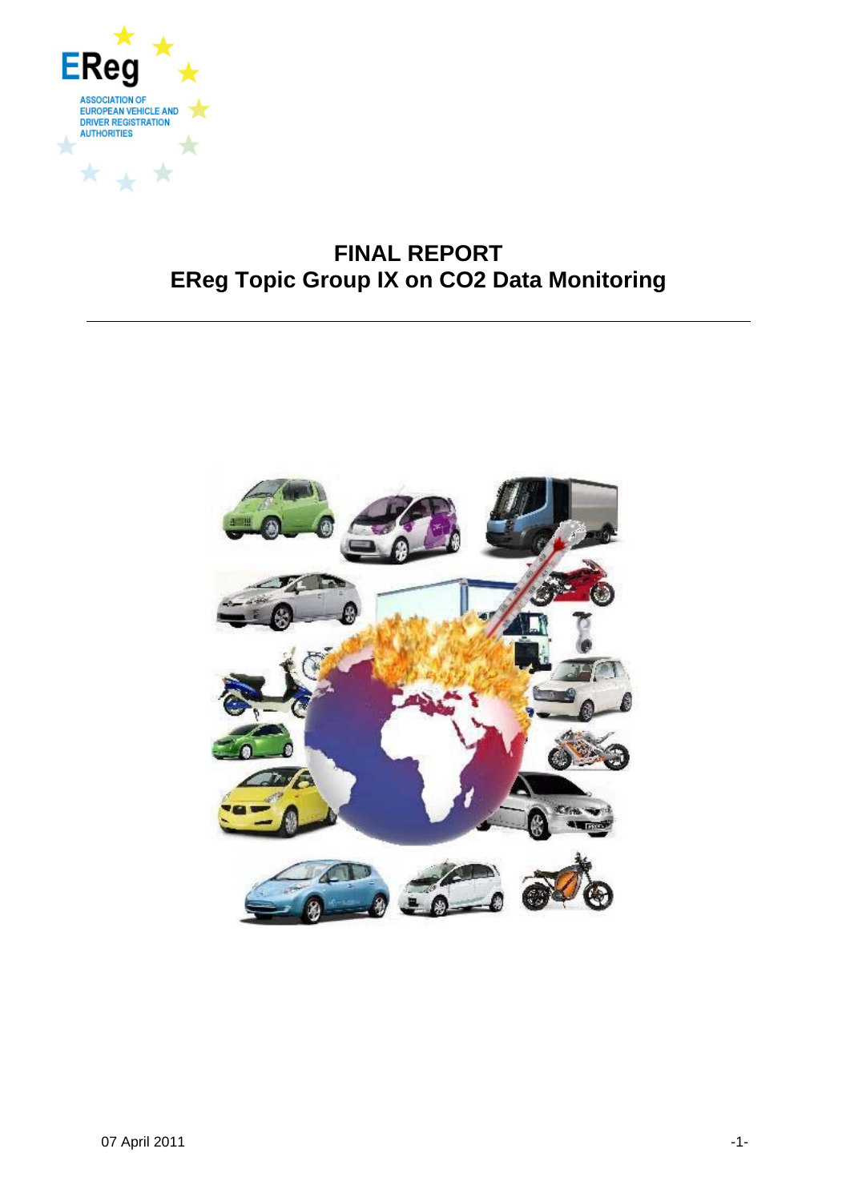EReg

ASSOCIATION OF EUROPEAN VEHICLE AND DRIVER REGISTRATION AUTHORITIES

# FINAL REPORT
# EReg Topic Group IX on CO2 Data Monitoring

---

07 April 2011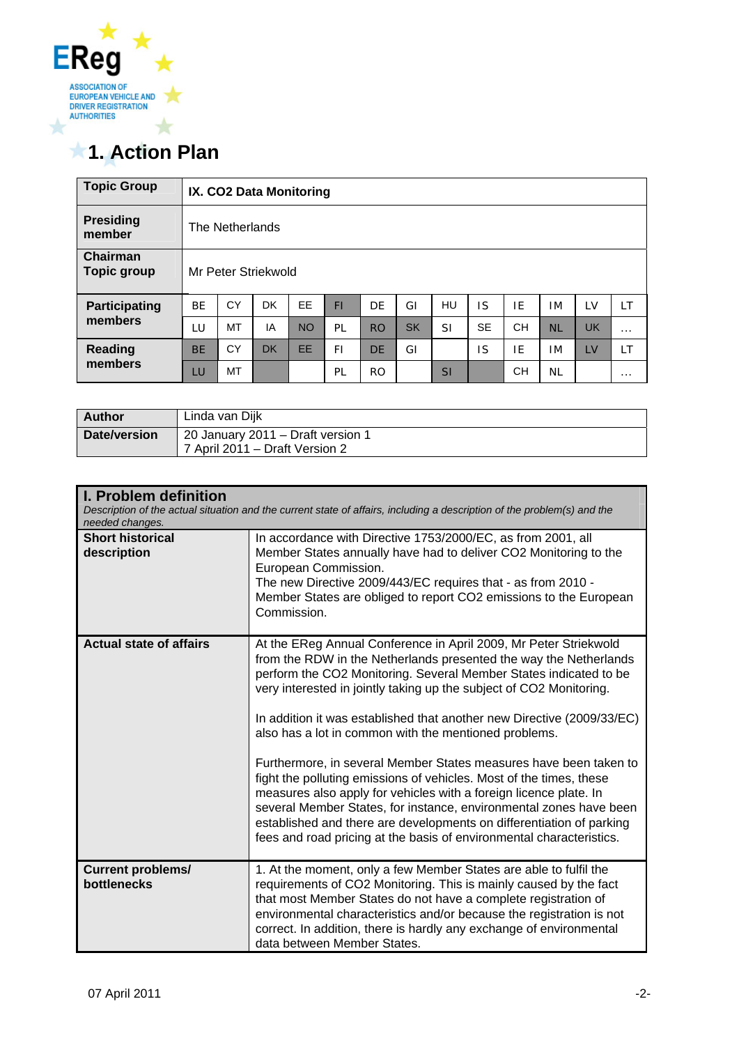# 1. Action Plan

| Topic Group | IX. CO2 Data Monitoring | | | | | | | | | | | | |
|---|---|---|---|---|---|---|---|---|---|---|---|---|---|
| **Presiding member** | The Netherlands | | | | | | | | | | | | |
| **Chairman Topic group** | Mr Peter Striekwold | | | | | | | | | | | | |
| **Participating members** | BE | CY | DK | EE | FI | DE | GI | HU | IS | IE | IM | LV | LT |
| | LU | MT | IA | NO | PL | RO | SK | SI | SE | CH | NL | UK | … |
| **Reading members** | BE | CY | DK | EE | FI | DE | GI | | IS | IE | IM | LV | LT |
| | LU | MT | | | PL | RO | | SI | | CH | NL | | … |

| Author | Linda van Dijk |
|---|---|
| **Date/version** | 20 January 2011 – Draft version 1<br>7 April 2011 – Draft Version 2 |

| I. Problem definition<br>*Description of the actual situation and the current state of affairs, including a description of the problem(s) and the needed changes.* | |
|---|---|
| **Short historical description** | In accordance with Directive 1753/2000/EC, as from 2001, all Member States annually have had to deliver CO2 Monitoring to the European Commission.<br>The new Directive 2009/443/EC requires that - as from 2010 - Member States are obliged to report CO2 emissions to the European Commission. |
| **Actual state of affairs** | At the EReg Annual Conference in April 2009, Mr Peter Striekwold from the RDW in the Netherlands presented the way the Netherlands perform the CO2 Monitoring. Several Member States indicated to be very interested in jointly taking up the subject of CO2 Monitoring.<br><br>In addition it was established that another new Directive (2009/33/EC) also has a lot in common with the mentioned problems.<br><br>Furthermore, in several Member States measures have been taken to fight the polluting emissions of vehicles. Most of the times, these measures also apply for vehicles with a foreign licence plate. In several Member States, for instance, environmental zones have been established and there are developments on differentiation of parking fees and road pricing at the basis of environmental characteristics. |
| **Current problems/ bottlenecks** | 1. At the moment, only a few Member States are able to fulfil the requirements of CO2 Monitoring. This is mainly caused by the fact that most Member States do not have a complete registration of environmental characteristics and/or because the registration is not correct. In addition, there is hardly any exchange of environmental data between Member States. |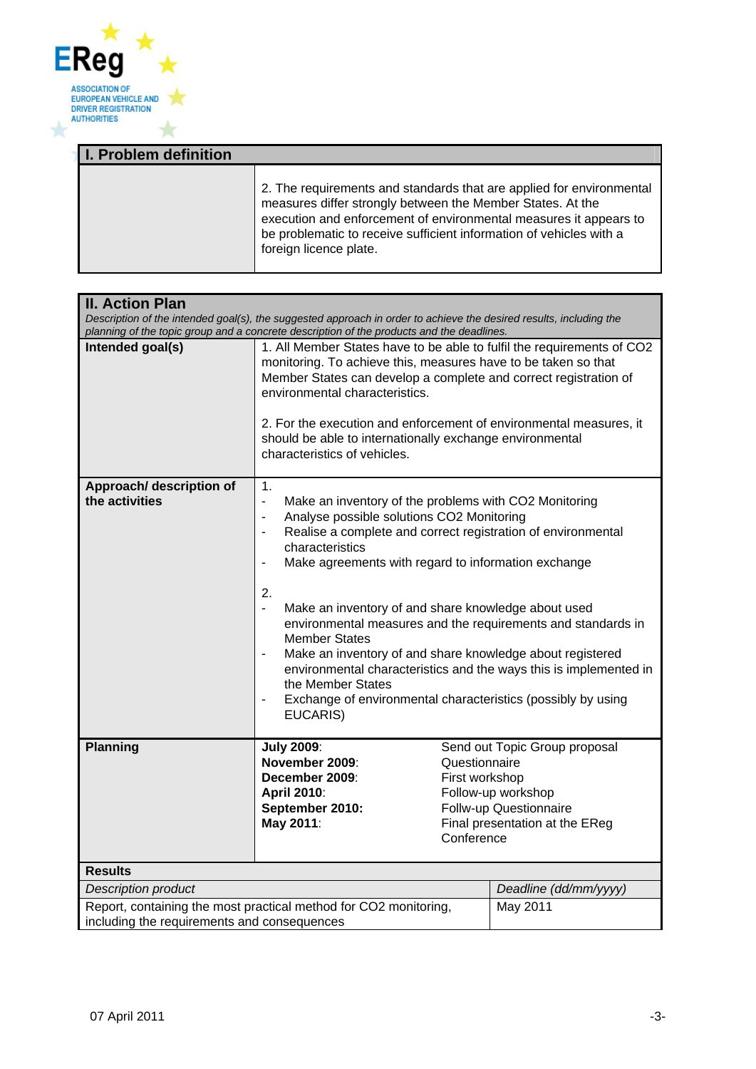| I. Problem definition | |
|---|---|
| | 2. The requirements and standards that are applied for environmental measures differ strongly between the Member States. At the execution and enforcement of environmental measures it appears to be problematic to receive sufficient information of vehicles with a foreign licence plate. |

| II. Action Plan<br>*Description of the intended goal(s), the suggested approach in order to achieve the desired results, including the planning of the topic group and a concrete description of the products and the deadlines.* | |
|---|---|
| **Intended goal(s)** | 1. All Member States have to be able to fulfil the requirements of $CO_2$ monitoring. To achieve this, measures have to be taken so that Member States can develop a complete and correct registration of environmental characteristics.<br><br>2. For the execution and enforcement of environmental measures, it should be able to internationally exchange environmental characteristics of vehicles. |
| **Approach/ description of the activities** | 1.<br>- Make an inventory of the problems with $CO_2$ Monitoring<br>- Analyse possible solutions $CO_2$ Monitoring<br>- Realise a complete and correct registration of environmental characteristics<br>- Make agreements with regard to information exchange<br><br>2.<br>- Make an inventory of and share knowledge about used environmental measures and the requirements and standards in Member States<br>- Make an inventory of and share knowledge about registered environmental characteristics and the ways this is implemented in the Member States<br>- Exchange of environmental characteristics (possibly by using EUCARIS) |
| **Planning** | **July 2009**: Send out Topic Group proposal<br>**November 2009**: Questionnaire<br>**December 2009**: First workshop<br>**April 2010**: Follow-up workshop<br>**September 2010:** Follw-up Questionnaire<br>**May 2011**: Final presentation at the EReg Conference |

**Results**

| *Description product* | *Deadline (dd/mm/yyyy)* |
|---|---|
| Report, containing the most practical method for $CO_2$ monitoring, including the requirements and consequences | May 2011 |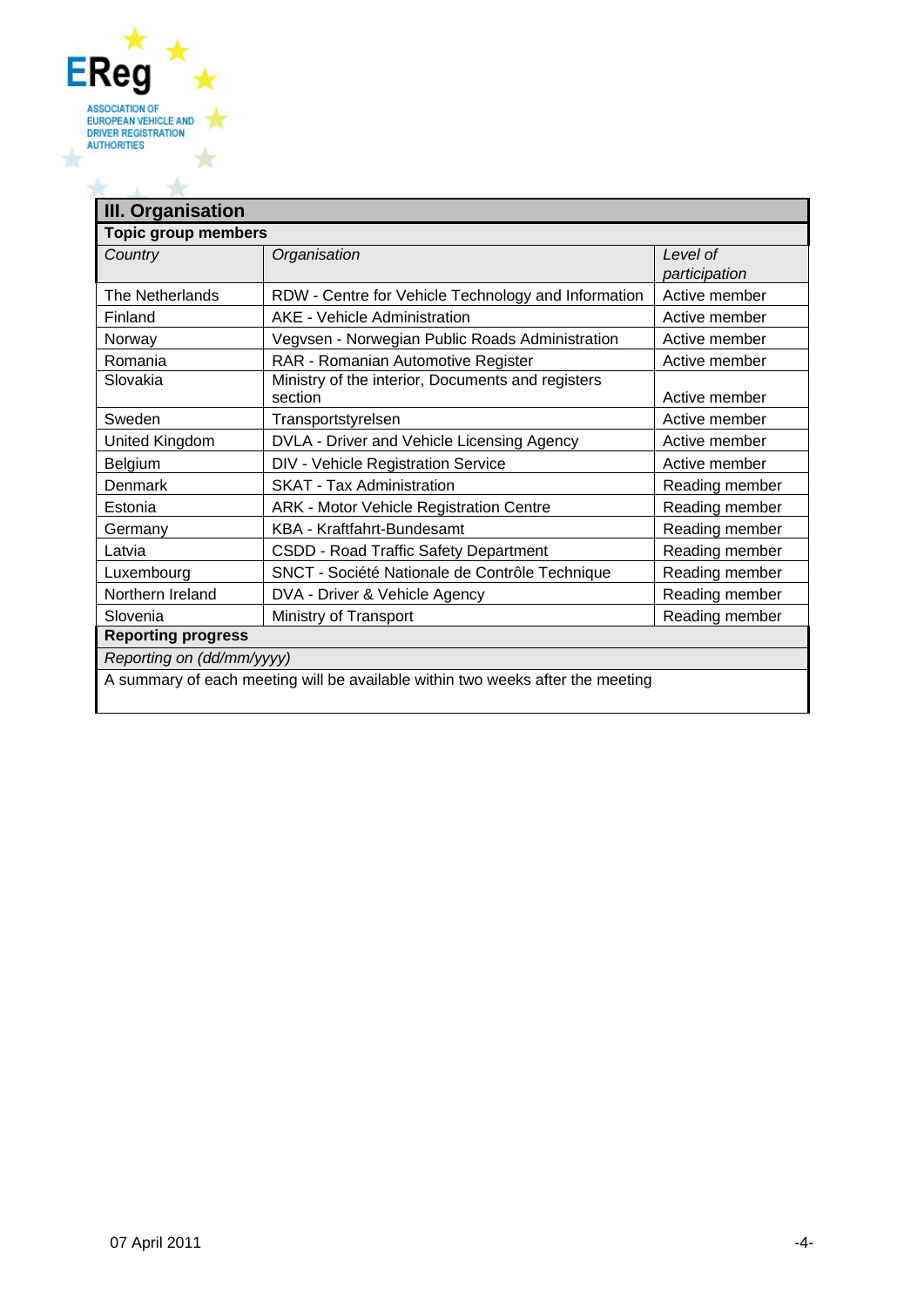## III. Organisation

**Topic group members**

| *Country* | *Organisation* | *Level of participation* |
|---|---|---|
| The Netherlands | RDW - Centre for Vehicle Technology and Information | Active member |
| Finland | AKE - Vehicle Administration | Active member |
| Norway | Vegvsen - Norwegian Public Roads Administration | Active member |
| Romania | RAR - Romanian Automotive Register | Active member |
| Slovakia | Ministry of the interior, Documents and registers section | Active member |
| Sweden | Transportstyrelsen | Active member |
| United Kingdom | DVLA - Driver and Vehicle Licensing Agency | Active member |
| Belgium | DIV - Vehicle Registration Service | Active member |
| Denmark | SKAT - Tax Administration | Reading member |
| Estonia | ARK - Motor Vehicle Registration Centre | Reading member |
| Germany | KBA - Kraftfahrt-Bundesamt | Reading member |
| Latvia | CSDD - Road Traffic Safety Department | Reading member |
| Luxembourg | SNCT - Société Nationale de Contrôle Technique | Reading member |
| Northern Ireland | DVA - Driver & Vehicle Agency | Reading member |
| Slovenia | Ministry of Transport | Reading member |

**Reporting progress**

*Reporting on (dd/mm/yyyy)*

A summary of each meeting will be available within two weeks after the meeting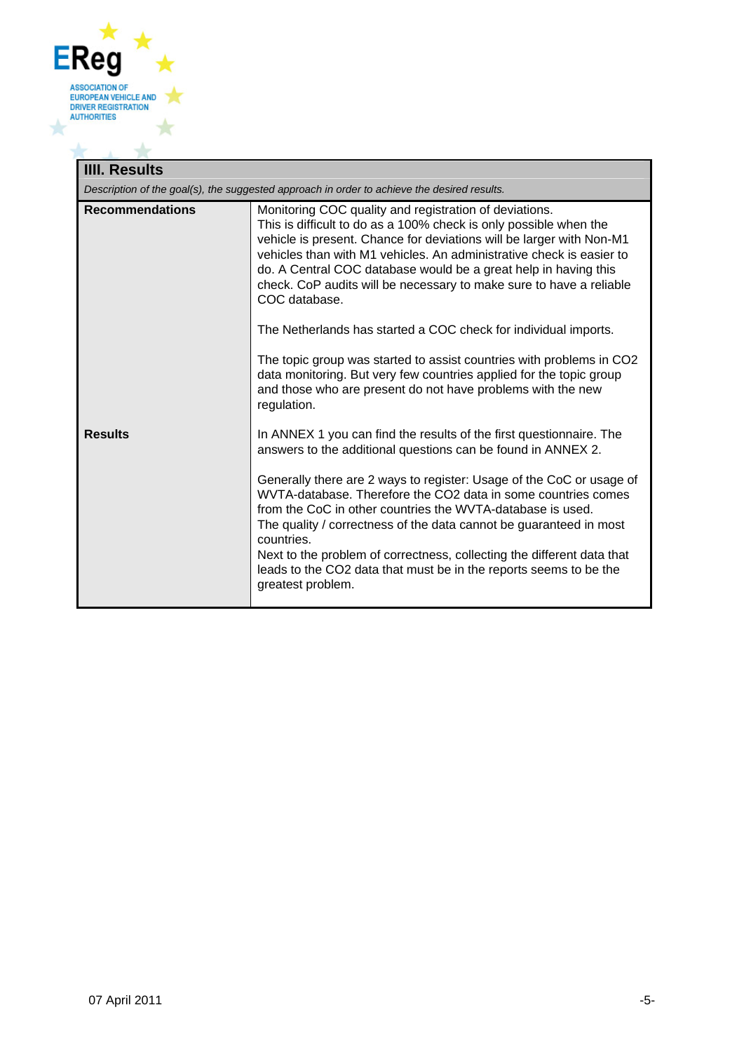| IIII. Results | |
| --- | --- |
| *Description of the goal(s), the suggested approach in order to achieve the desired results.* | |
| **Recommendations** | Monitoring COC quality and registration of deviations.<br>This is difficult to do as a 100% check is only possible when the vehicle is present. Chance for deviations will be larger with Non-M1 vehicles than with M1 vehicles. An administrative check is easier to do. A Central COC database would be a great help in having this check. CoP audits will be necessary to make sure to have a reliable COC database.<br><br>The Netherlands has started a COC check for individual imports.<br><br>The topic group was started to assist countries with problems in $CO_2$ data monitoring. But very few countries applied for the topic group and those who are present do not have problems with the new regulation. |
| **Results** | In ANNEX 1 you can find the results of the first questionnaire. The answers to the additional questions can be found in ANNEX 2.<br><br>Generally there are 2 ways to register: Usage of the CoC or usage of WVTA-database. Therefore the $CO_2$ data in some countries comes from the CoC in other countries the WVTA-database is used.<br>The quality / correctness of the data cannot be guaranteed in most countries.<br>Next to the problem of correctness, collecting the different data that leads to the $CO_2$ data that must be in the reports seems to be the greatest problem. |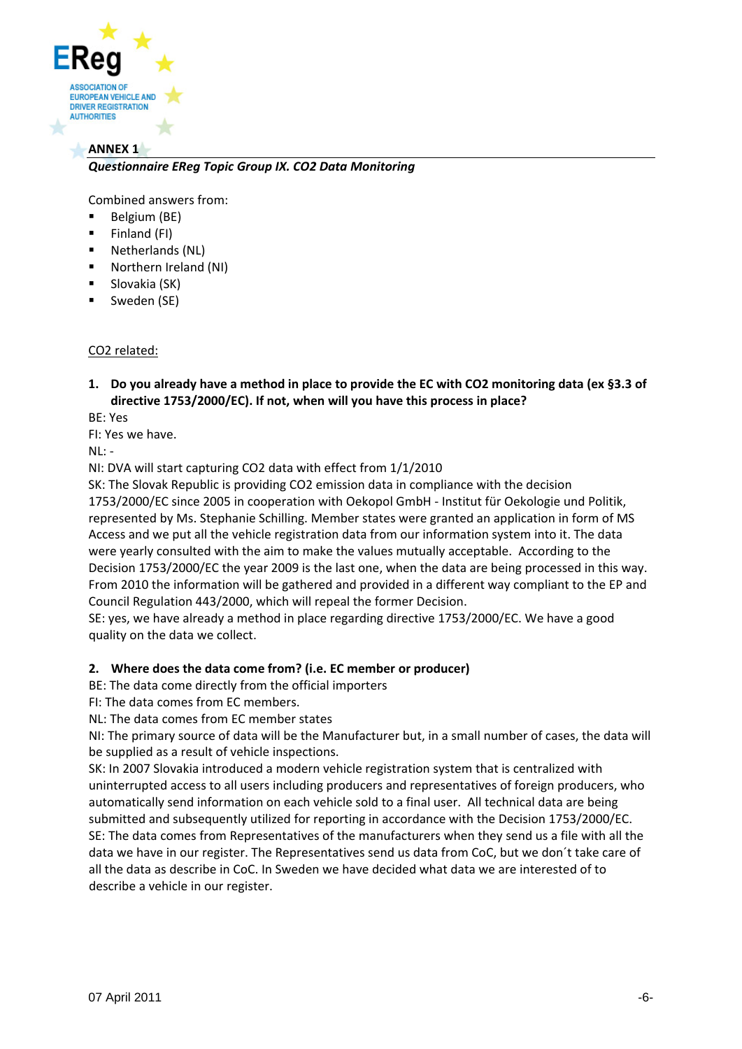## ANNEX 1

***Questionnaire EReg Topic Group IX. CO2 Data Monitoring***

Combined answers from:

- Belgium (BE)
- Finland (FI)
- Netherlands (NL)
- Northern Ireland (NI)
- Slovakia (SK)
- Sweden (SE)

<u>CO2 related:</u>

**1. Do you already have a method in place to provide the EC with CO2 monitoring data (ex §3.3 of directive 1753/2000/EC). If not, when will you have this process in place?**

BE: Yes

FI: Yes we have.

NL: -

NI: DVA will start capturing CO2 data with effect from 1/1/2010

SK: The Slovak Republic is providing CO2 emission data in compliance with the decision 1753/2000/EC since 2005 in cooperation with Oekopol GmbH - Institut für Oekologie und Politik, represented by Ms. Stephanie Schilling. Member states were granted an application in form of MS Access and we put all the vehicle registration data from our information system into it. The data were yearly consulted with the aim to make the values mutually acceptable. According to the Decision 1753/2000/EC the year 2009 is the last one, when the data are being processed in this way. From 2010 the information will be gathered and provided in a different way compliant to the EP and Council Regulation 443/2000, which will repeal the former Decision.

SE: yes, we have already a method in place regarding directive 1753/2000/EC. We have a good quality on the data we collect.

**2. Where does the data come from? (i.e. EC member or producer)**

BE: The data come directly from the official importers

FI: The data comes from EC members.

NL: The data comes from EC member states

NI: The primary source of data will be the Manufacturer but, in a small number of cases, the data will be supplied as a result of vehicle inspections.

SK: In 2007 Slovakia introduced a modern vehicle registration system that is centralized with uninterrupted access to all users including producers and representatives of foreign producers, who automatically send information on each vehicle sold to a final user. All technical data are being submitted and subsequently utilized for reporting in accordance with the Decision 1753/2000/EC.

SE: The data comes from Representatives of the manufacturers when they send us a file with all the data we have in our register. The Representatives send us data from CoC, but we don´t take care of all the data as describe in CoC. In Sweden we have decided what data we are interested of to describe a vehicle in our register.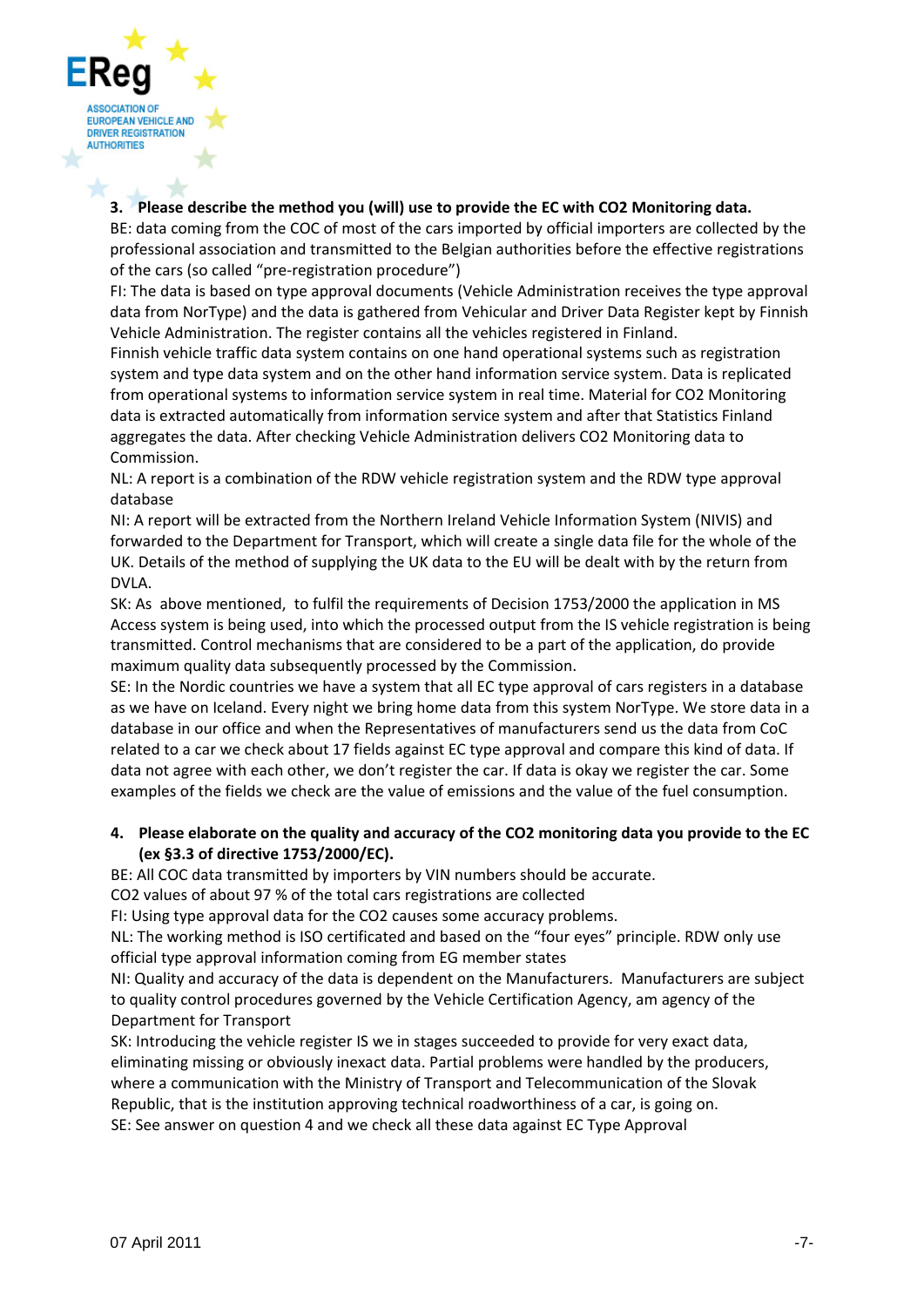**3. Please describe the method you (will) use to provide the EC with $CO_2$ Monitoring data.**

BE: data coming from the COC of most of the cars imported by official importers are collected by the professional association and transmitted to the Belgian authorities before the effective registrations of the cars (so called "pre-registration procedure")

FI: The data is based on type approval documents (Vehicle Administration receives the type approval data from NorType) and the data is gathered from Vehicular and Driver Data Register kept by Finnish Vehicle Administration. The register contains all the vehicles registered in Finland.

Finnish vehicle traffic data system contains on one hand operational systems such as registration system and type data system and on the other hand information service system. Data is replicated from operational systems to information service system in real time. Material for $CO_2$ Monitoring data is extracted automatically from information service system and after that Statistics Finland aggregates the data. After checking Vehicle Administration delivers $CO_2$ Monitoring data to Commission.

NL: A report is a combination of the RDW vehicle registration system and the RDW type approval database

NI: A report will be extracted from the Northern Ireland Vehicle Information System (NIVIS) and forwarded to the Department for Transport, which will create a single data file for the whole of the UK. Details of the method of supplying the UK data to the EU will be dealt with by the return from DVLA.

SK: As above mentioned, to fulfil the requirements of Decision 1753/2000 the application in MS Access system is being used, into which the processed output from the IS vehicle registration is being transmitted. Control mechanisms that are considered to be a part of the application, do provide maximum quality data subsequently processed by the Commission.

SE: In the Nordic countries we have a system that all EC type approval of cars registers in a database as we have on Iceland. Every night we bring home data from this system NorType. We store data in a database in our office and when the Representatives of manufacturers send us the data from CoC related to a car we check about 17 fields against EC type approval and compare this kind of data. If data not agree with each other, we don't register the car. If data is okay we register the car. Some examples of the fields we check are the value of emissions and the value of the fuel consumption.

**4. Please elaborate on the quality and accuracy of the $CO_2$ monitoring data you provide to the EC (ex §3.3 of directive 1753/2000/EC).**

BE: All COC data transmitted by importers by VIN numbers should be accurate.

$CO_2$ values of about 97 % of the total cars registrations are collected

FI: Using type approval data for the $CO_2$ causes some accuracy problems.

NL: The working method is ISO certificated and based on the "four eyes" principle. RDW only use official type approval information coming from EG member states

NI: Quality and accuracy of the data is dependent on the Manufacturers. Manufacturers are subject to quality control procedures governed by the Vehicle Certification Agency, am agency of the Department for Transport

SK: Introducing the vehicle register IS we in stages succeeded to provide for very exact data, eliminating missing or obviously inexact data. Partial problems were handled by the producers, where a communication with the Ministry of Transport and Telecommunication of the Slovak Republic, that is the institution approving technical roadworthiness of a car, is going on.

SE: See answer on question 4 and we check all these data against EC Type Approval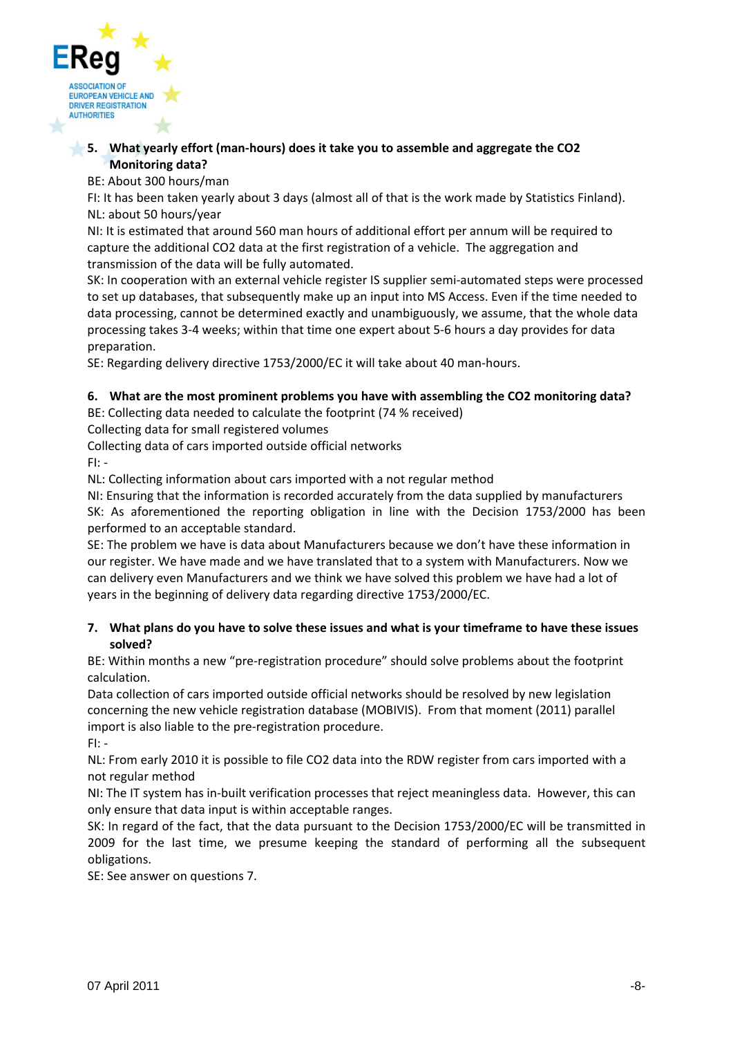**5. What yearly effort (man-hours) does it take you to assemble and aggregate the $CO_2$ Monitoring data?**

BE: About 300 hours/man

FI: It has been taken yearly about 3 days (almost all of that is the work made by Statistics Finland).

NL: about 50 hours/year

NI: It is estimated that around 560 man hours of additional effort per annum will be required to capture the additional $CO_2$ data at the first registration of a vehicle. The aggregation and transmission of the data will be fully automated.

SK: In cooperation with an external vehicle register IS supplier semi-automated steps were processed to set up databases, that subsequently make up an input into MS Access. Even if the time needed to data processing, cannot be determined exactly and unambiguously, we assume, that the whole data processing takes 3-4 weeks; within that time one expert about 5-6 hours a day provides for data preparation.

SE: Regarding delivery directive 1753/2000/EC it will take about 40 man-hours.

**6. What are the most prominent problems you have with assembling the $CO_2$ monitoring data?**

BE: Collecting data needed to calculate the footprint (74 % received)

Collecting data for small registered volumes

Collecting data of cars imported outside official networks

FI: -

NL: Collecting information about cars imported with a not regular method

NI: Ensuring that the information is recorded accurately from the data supplied by manufacturers

SK: As aforementioned the reporting obligation in line with the Decision 1753/2000 has been performed to an acceptable standard.

SE: The problem we have is data about Manufacturers because we don't have these information in our register. We have made and we have translated that to a system with Manufacturers. Now we can delivery even Manufacturers and we think we have solved this problem we have had a lot of years in the beginning of delivery data regarding directive 1753/2000/EC.

**7. What plans do you have to solve these issues and what is your timeframe to have these issues solved?**

BE: Within months a new "pre-registration procedure" should solve problems about the footprint calculation.

Data collection of cars imported outside official networks should be resolved by new legislation concerning the new vehicle registration database (MOBIVIS). From that moment (2011) parallel import is also liable to the pre-registration procedure.

FI: -

NL: From early 2010 it is possible to file $CO_2$ data into the RDW register from cars imported with a not regular method

NI: The IT system has in-built verification processes that reject meaningless data. However, this can only ensure that data input is within acceptable ranges.

SK: In regard of the fact, that the data pursuant to the Decision 1753/2000/EC will be transmitted in 2009 for the last time, we presume keeping the standard of performing all the subsequent obligations.

SE: See answer on questions 7.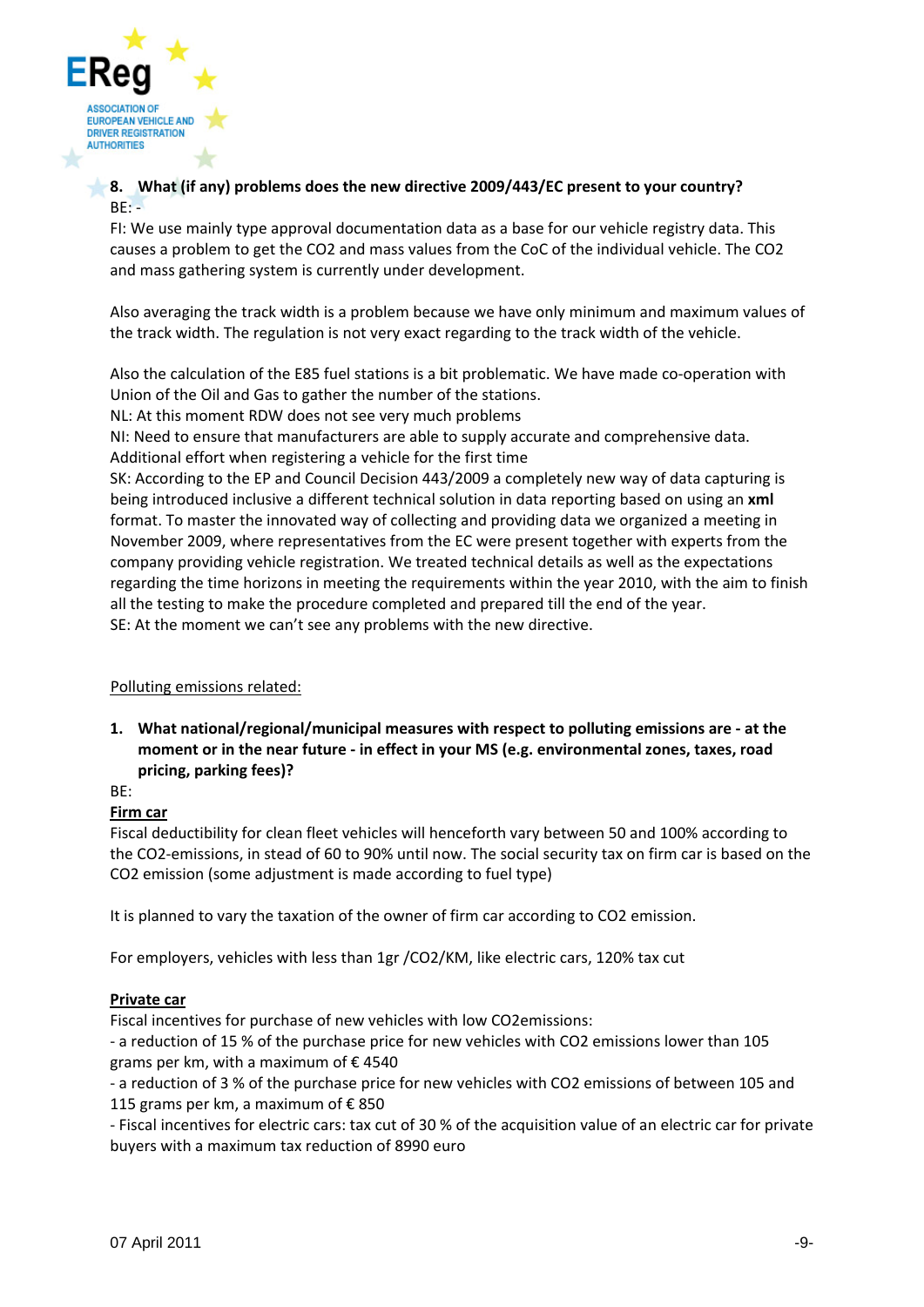**8. What (if any) problems does the new directive 2009/443/EC present to your country?**

BE: -

FI: We use mainly type approval documentation data as a base for our vehicle registry data. This causes a problem to get the $CO_2$ and mass values from the CoC of the individual vehicle. The $CO_2$ and mass gathering system is currently under development.

Also averaging the track width is a problem because we have only minimum and maximum values of the track width. The regulation is not very exact regarding to the track width of the vehicle.

Also the calculation of the E85 fuel stations is a bit problematic. We have made co-operation with Union of the Oil and Gas to gather the number of the stations.

NL: At this moment RDW does not see very much problems

NI: Need to ensure that manufacturers are able to supply accurate and comprehensive data. Additional effort when registering a vehicle for the first time

SK: According to the EP and Council Decision 443/2009 a completely new way of data capturing is being introduced inclusive a different technical solution in data reporting based on using an **xml** format. To master the innovated way of collecting and providing data we organized a meeting in November 2009, where representatives from the EC were present together with experts from the company providing vehicle registration. We treated technical details as well as the expectations regarding the time horizons in meeting the requirements within the year 2010, with the aim to finish all the testing to make the procedure completed and prepared till the end of the year.

SE: At the moment we can't see any problems with the new directive.

Polluting emissions related:

**1. What national/regional/municipal measures with respect to polluting emissions are - at the moment or in the near future - in effect in your MS (e.g. environmental zones, taxes, road pricing, parking fees)?**

BE:

**Firm car**

Fiscal deductibility for clean fleet vehicles will henceforth vary between 50 and 100% according to the $CO_2$-emissions, in stead of 60 to 90% until now. The social security tax on firm car is based on the $CO_2$ emission (some adjustment is made according to fuel type)

It is planned to vary the taxation of the owner of firm car according to $CO_2$ emission.

For employers, vehicles with less than 1gr /$CO_2$/KM, like electric cars, 120% tax cut

**Private car**

Fiscal incentives for purchase of new vehicles with low $CO_2$emissions:

- a reduction of 15 % of the purchase price for new vehicles with $CO_2$ emissions lower than 105 grams per km, with a maximum of € 4540
- a reduction of 3 % of the purchase price for new vehicles with $CO_2$ emissions of between 105 and 115 grams per km, a maximum of € 850
- Fiscal incentives for electric cars: tax cut of 30 % of the acquisition value of an electric car for private buyers with a maximum tax reduction of 8990 euro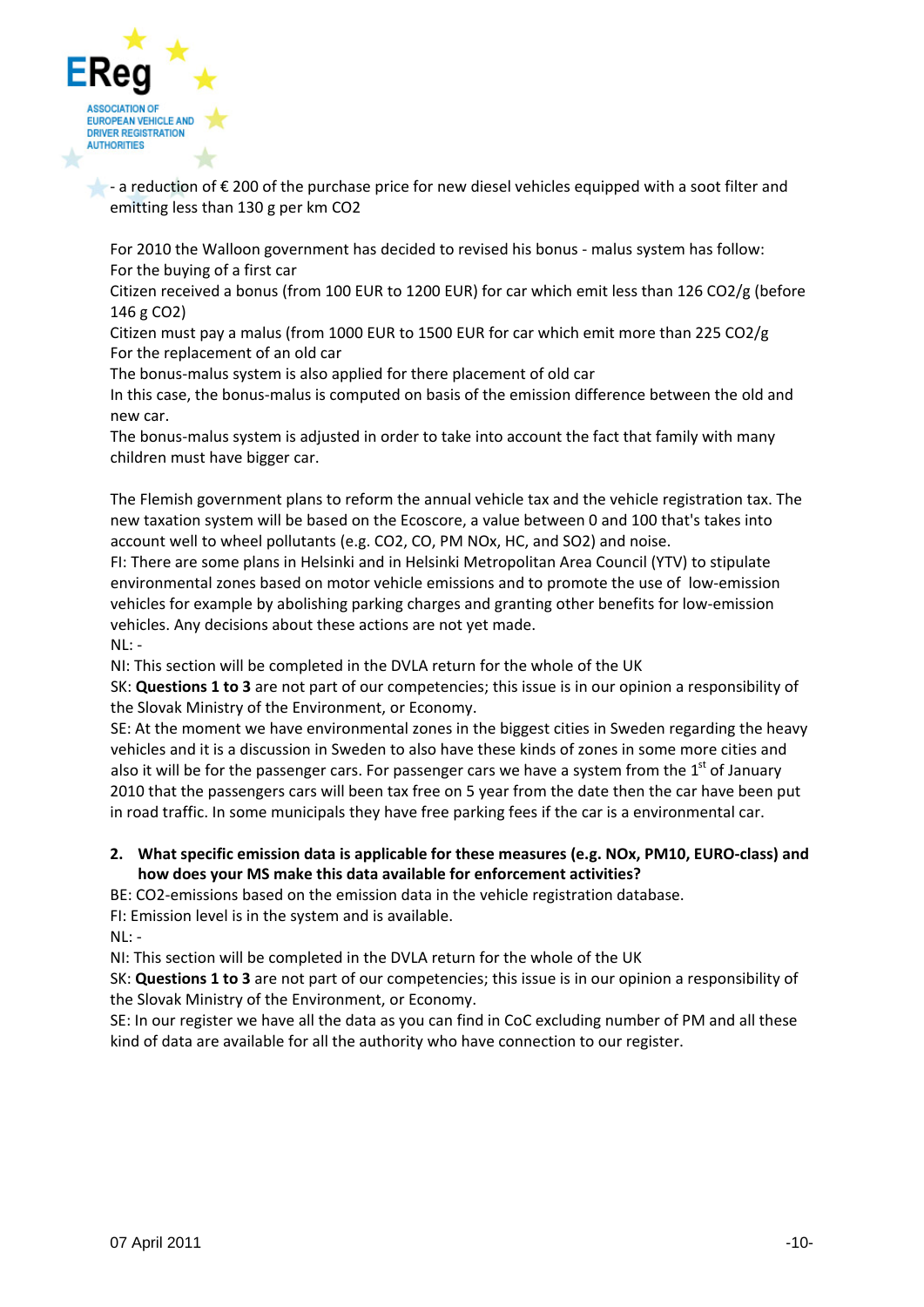- a reduction of € 200 of the purchase price for new diesel vehicles equipped with a soot filter and emitting less than 130 g per km $CO_2$

For 2010 the Walloon government has decided to revised his bonus - malus system has follow:
For the buying of a first car
Citizen received a bonus (from 100 EUR to 1200 EUR) for car which emit less than 126 $CO_2$/g (before 146 g $CO_2$)
Citizen must pay a malus (from 1000 EUR to 1500 EUR for car which emit more than 225 $CO_2$/g
For the replacement of an old car
The bonus-malus system is also applied for there placement of old car
In this case, the bonus-malus is computed on basis of the emission difference between the old and new car.
The bonus-malus system is adjusted in order to take into account the fact that family with many children must have bigger car.

The Flemish government plans to reform the annual vehicle tax and the vehicle registration tax. The new taxation system will be based on the Ecoscore, a value between 0 and 100 that's takes into account well to wheel pollutants (e.g. $CO_2$, CO, PM NOx, HC, and $SO_2$) and noise.
FI: There are some plans in Helsinki and in Helsinki Metropolitan Area Council (YTV) to stipulate environmental zones based on motor vehicle emissions and to promote the use of low-emission vehicles for example by abolishing parking charges and granting other benefits for low-emission vehicles. Any decisions about these actions are not yet made.
NL: -
NI: This section will be completed in the DVLA return for the whole of the UK
SK: **Questions 1 to 3** are not part of our competencies; this issue is in our opinion a responsibility of the Slovak Ministry of the Environment, or Economy.
SE: At the moment we have environmental zones in the biggest cities in Sweden regarding the heavy vehicles and it is a discussion in Sweden to also have these kinds of zones in some more cities and also it will be for the passenger cars. For passenger cars we have a system from the 1st of January 2010 that the passengers cars will been tax free on 5 year from the date then the car have been put in road traffic. In some municipals they have free parking fees if the car is a environmental car.

2. **What specific emission data is applicable for these measures (e.g. NOx, PM10, EURO-class) and how does your MS make this data available for enforcement activities?**

BE: $CO_2$-emissions based on the emission data in the vehicle registration database.
FI: Emission level is in the system and is available.
NL: -
NI: This section will be completed in the DVLA return for the whole of the UK
SK: **Questions 1 to 3** are not part of our competencies; this issue is in our opinion a responsibility of the Slovak Ministry of the Environment, or Economy.
SE: In our register we have all the data as you can find in CoC excluding number of PM and all these kind of data are available for all the authority who have connection to our register.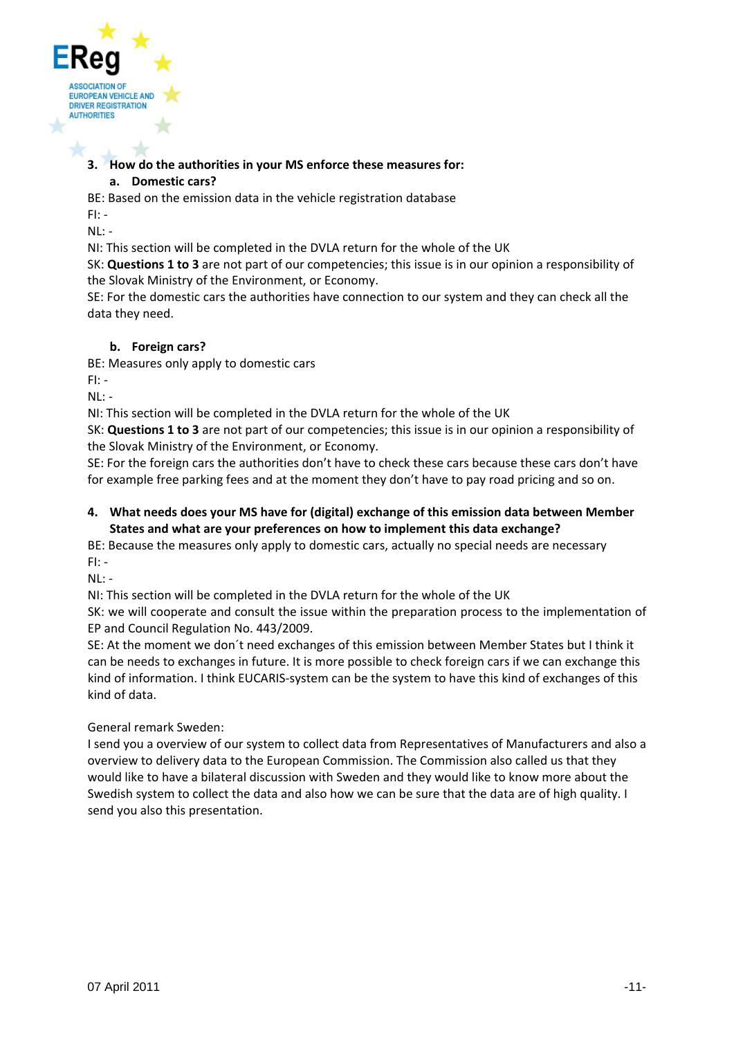3. **How do the authorities in your MS enforce these measures for:**

   a. **Domestic cars?**

BE: Based on the emission data in the vehicle registration database

FI: -

NL: -

NI: This section will be completed in the DVLA return for the whole of the UK

SK: **Questions 1 to 3** are not part of our competencies; this issue is in our opinion a responsibility of the Slovak Ministry of the Environment, or Economy.

SE: For the domestic cars the authorities have connection to our system and they can check all the data they need.

   b. **Foreign cars?**

BE: Measures only apply to domestic cars

FI: -

NL: -

NI: This section will be completed in the DVLA return for the whole of the UK

SK: **Questions 1 to 3** are not part of our competencies; this issue is in our opinion a responsibility of the Slovak Ministry of the Environment, or Economy.

SE: For the foreign cars the authorities don't have to check these cars because these cars don't have for example free parking fees and at the moment they don't have to pay road pricing and so on.

4. **What needs does your MS have for (digital) exchange of this emission data between Member States and what are your preferences on how to implement this data exchange?**

BE: Because the measures only apply to domestic cars, actually no special needs are necessary

FI: -

NL: -

NI: This section will be completed in the DVLA return for the whole of the UK

SK: we will cooperate and consult the issue within the preparation process to the implementation of EP and Council Regulation No. 443/2009.

SE: At the moment we don´t need exchanges of this emission between Member States but I think it can be needs to exchanges in future. It is more possible to check foreign cars if we can exchange this kind of information. I think EUCARIS-system can be the system to have this kind of exchanges of this kind of data.

General remark Sweden:

I send you a overview of our system to collect data from Representatives of Manufacturers and also a overview to delivery data to the European Commission. The Commission also called us that they would like to have a bilateral discussion with Sweden and they would like to know more about the Swedish system to collect the data and also how we can be sure that the data are of high quality. I send you also this presentation.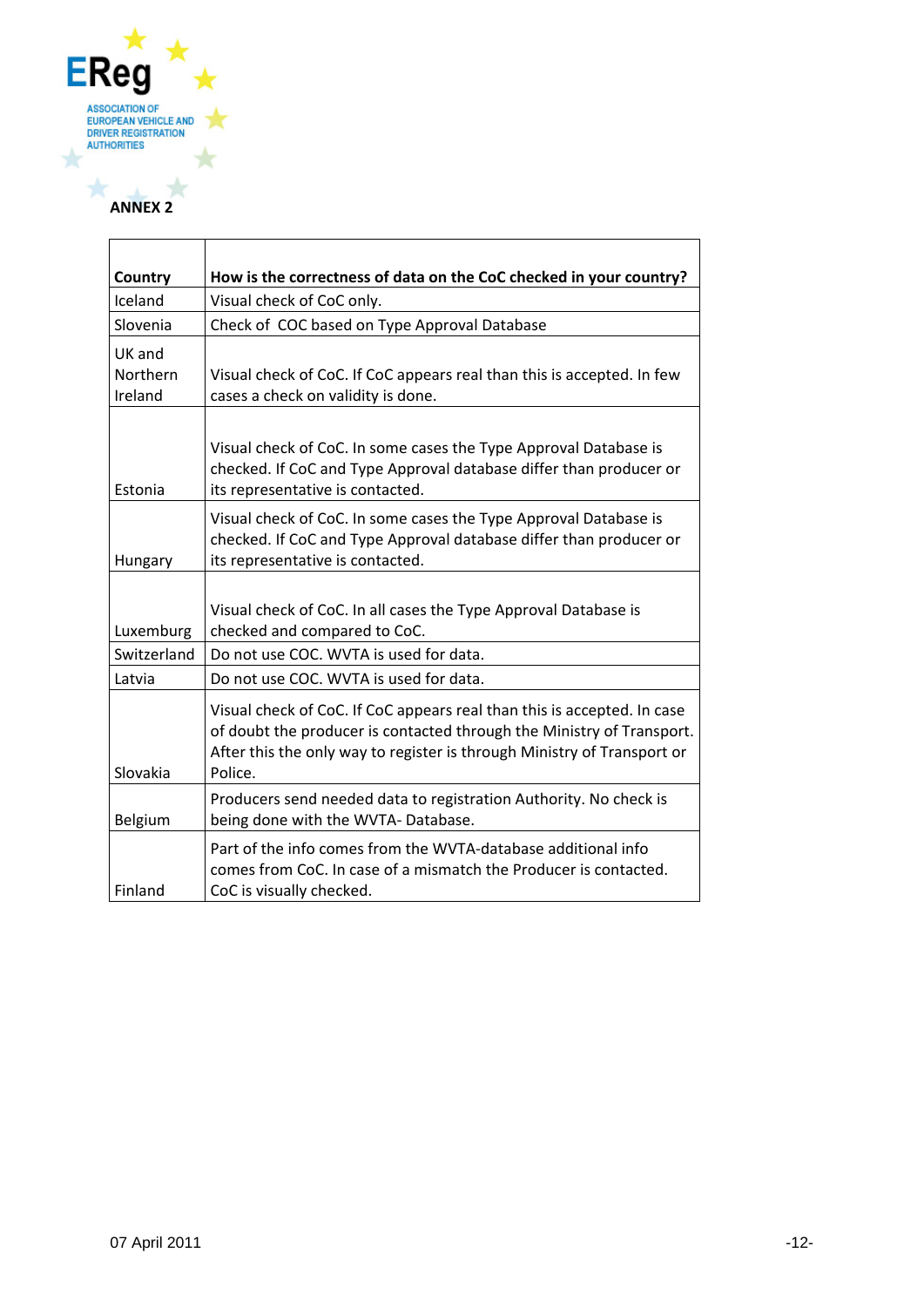**ANNEX 2**

| Country | How is the correctness of data on the CoC checked in your country? |
|---|---|
| Iceland | Visual check of CoC only. |
| Slovenia | Check of COC based on Type Approval Database |
| UK and Northern Ireland | Visual check of CoC. If CoC appears real than this is accepted. In few cases a check on validity is done. |
| Estonia | Visual check of CoC. In some cases the Type Approval Database is checked. If CoC and Type Approval database differ than producer or its representative is contacted. |
| Hungary | Visual check of CoC. In some cases the Type Approval Database is checked. If CoC and Type Approval database differ than producer or its representative is contacted. |
| Luxemburg | Visual check of CoC. In all cases the Type Approval Database is checked and compared to CoC. |
| Switzerland | Do not use COC. WVTA is used for data. |
| Latvia | Do not use COC. WVTA is used for data. |
| Slovakia | Visual check of CoC. If CoC appears real than this is accepted. In case of doubt the producer is contacted through the Ministry of Transport. After this the only way to register is through Ministry of Transport or Police. |
| Belgium | Producers send needed data to registration Authority. No check is being done with the WVTA- Database. |
| Finland | Part of the info comes from the WVTA-database additional info comes from CoC. In case of a mismatch the Producer is contacted. CoC is visually checked. |

07 April 2011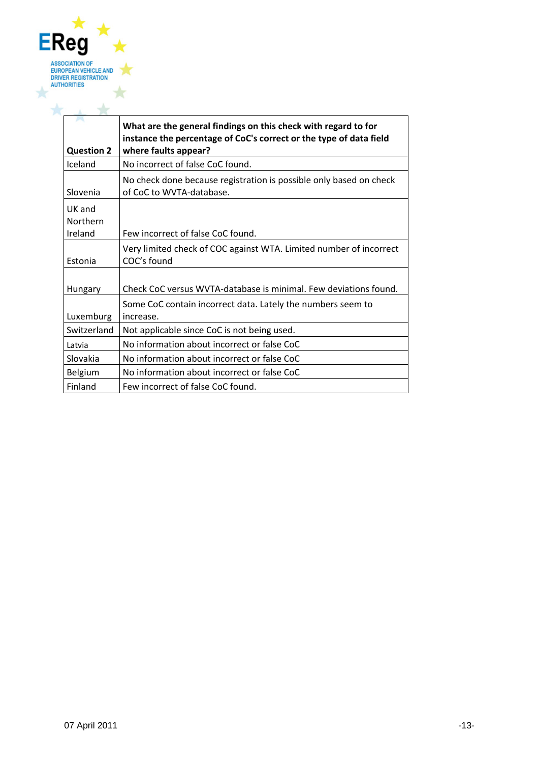| Question 2 | What are the general findings on this check with regard to for instance the percentage of CoC's correct or the type of data field where faults appear? |
|---|---|
| Iceland | No incorrect of false CoC found. |
| Slovenia | No check done because registration is possible only based on check of CoC to WVTA-database. |
| UK and Northern Ireland | Few incorrect of false CoC found. |
| Estonia | Very limited check of COC against WTA. Limited number of incorrect COC's found |
| Hungary | Check CoC versus WVTA-database is minimal. Few deviations found. |
| Luxemburg | Some CoC contain incorrect data. Lately the numbers seem to increase. |
| Switzerland | Not applicable since CoC is not being used. |
| Latvia | No information about incorrect or false CoC |
| Slovakia | No information about incorrect or false CoC |
| Belgium | No information about incorrect or false CoC |
| Finland | Few incorrect of false CoC found. |

07 April 2011